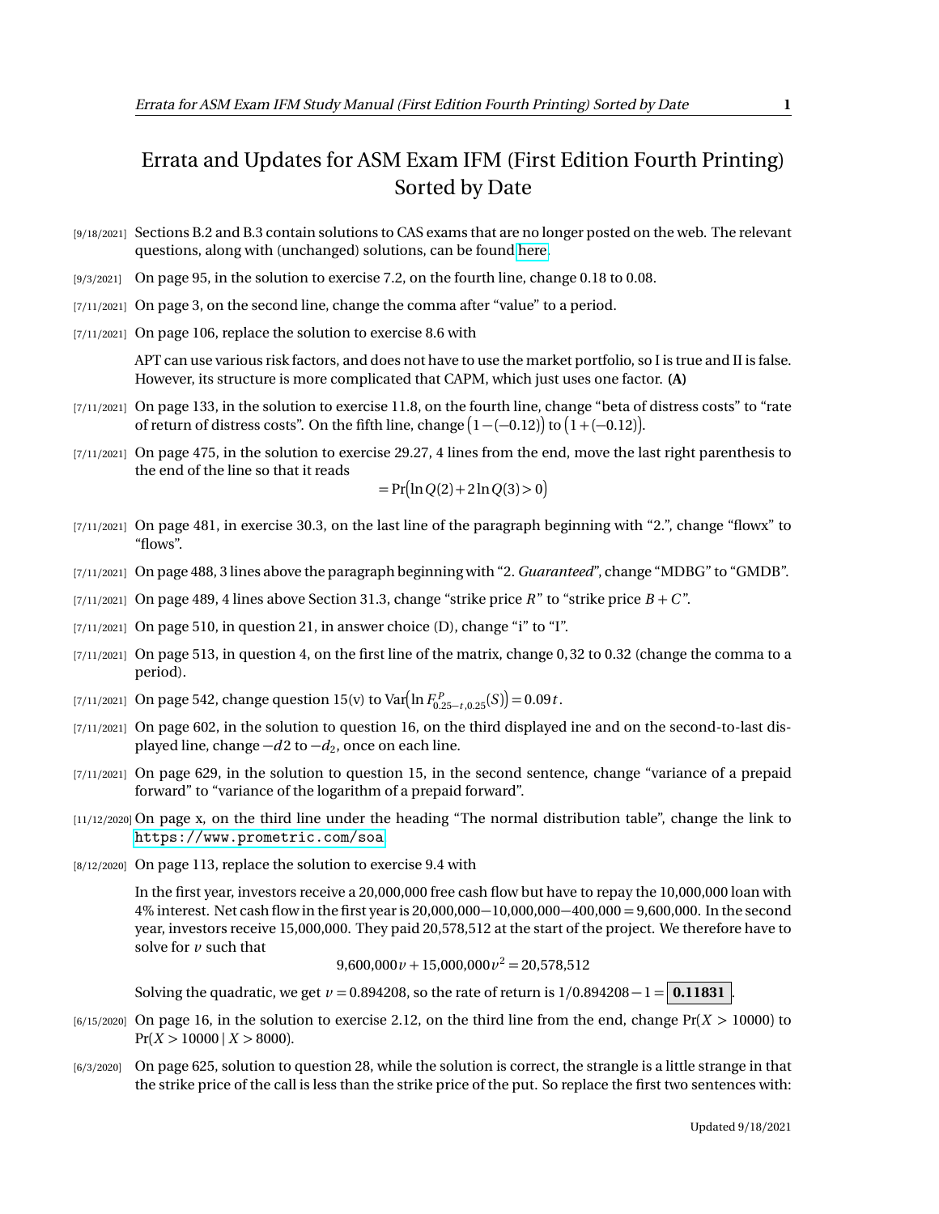# Errata and Updates for ASM Exam IFM (First Edition Fourth Printing) Sorted by Date

[9/18/2021] Sections B.2 and B.3 contain solutions to CAS exams that are no longer posted on the web. The relevant questions, along with (unchanged) solutions, can be found here.

[9/3/2021] On page 95, in the solution to exercise 7.2, on the fourth line, change 0.18 to 0.08.

[7/11/2021] On page 3, on the second line, change the comma after "value" to a period.

[7/11/2021] On page 106, replace the solution to exercise 8.6 with

> APT can use various risk factors, and does not have to use the market portfolio, so I is true and II is false. However, its structure is more complicated that CAPM, which just uses one factor. **(A)**

[7/11/2021] On page 133, in the solution to exercise 11.8, on the fourth line, change "beta of distress costs" to "rate of return of distress costs". On the fifth line, change $\bigl(1-(-0.12)\bigr)$ to $\bigl(1+(-0.12)\bigr)$.

[7/11/2021] On page 475, in the solution to exercise 29.27, 4 lines from the end, move the last right parenthesis to the end of the line so that it reads

$$= \Pr\bigl(\ln Q(2) + 2\ln Q(3) > 0\bigr)$$

[7/11/2021] On page 481, in exercise 30.3, on the last line of the paragraph beginning with "2.", change "flowx" to "flows".

[7/11/2021] On page 488, 3 lines above the paragraph beginning with "2. *Guaranteed*", change "MDBG" to "GMDB".

[7/11/2021] On page 489, 4 lines above Section 31.3, change "strike price $R$" to "strike price $B+C$".

[7/11/2021] On page 510, in question 21, in answer choice (D), change "i" to "I".

[7/11/2021] On page 513, in question 4, on the first line of the matrix, change 0,32 to 0.32 (change the comma to a period).

[7/11/2021] On page 542, change question 15(v) to $\mathrm{Var}\bigl(\ln F^{P}_{0.25-t,0.25}(S)\bigr) = 0.09t$.

[7/11/2021] On page 602, in the solution to question 16, on the third displayed ine and on the second-to-last displayed line, change $-d2$ to $-d_2$, once on each line.

[7/11/2021] On page 629, in the solution to question 15, in the second sentence, change "variance of a prepaid forward" to "variance of the logarithm of a prepaid forward".

[11/12/2020] On page x, on the third line under the heading "The normal distribution table", change the link to https://www.prometric.com/soa

[8/12/2020] On page 113, replace the solution to exercise 9.4 with

> In the first year, investors receive a 20,000,000 free cash flow but have to repay the 10,000,000 loan with 4% interest. Net cash flow in the first year is 20,000,000−10,000,000−400,000 = 9,600,000. In the second year, investors receive 15,000,000. They paid 20,578,512 at the start of the project. We therefore have to solve for $v$ such that
>
> $$9{,}600{,}000v + 15{,}000{,}000v^2 = 20{,}578{,}512$$
>
> Solving the quadratic, we get $v = 0.894208$, so the rate of return is $1/0.894208 - 1 = \boxed{\mathbf{0.11831}}$.

[6/15/2020] On page 16, in the solution to exercise 2.12, on the third line from the end, change $\Pr(X > 10000)$ to $\Pr(X > 10000 \mid X > 8000)$.

[6/3/2020] On page 625, solution to question 28, while the solution is correct, the strangle is a little strange in that the strike price of the call is less than the strike price of the put. So replace the first two sentences with: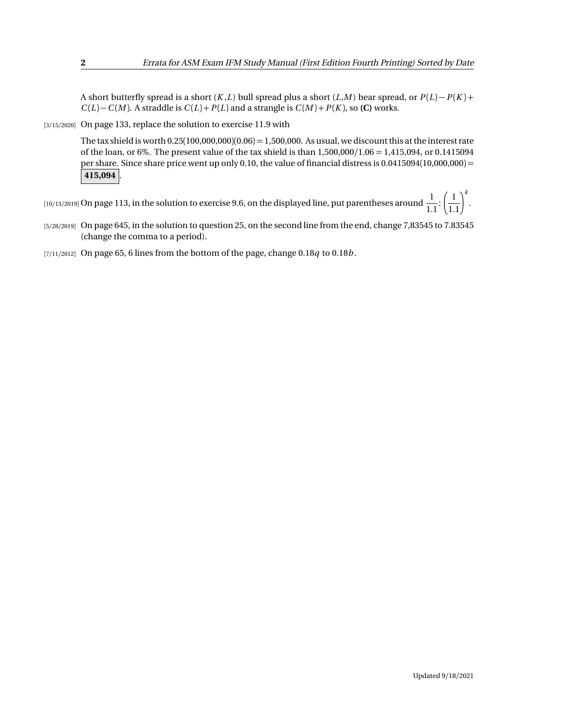A short butterfly spread is a short $(K,L)$ bull spread plus a short $(L,M)$ bear spread, or $P(L)-P(K)+C(L)-C(M)$. A straddle is $C(L)+P(L)$ and a strangle is $C(M)+P(K)$, so **(C)** works.

[3/15/2020] On page 133, replace the solution to exercise 11.9 with

The tax shield is worth $0.25(100{,}000{,}000)(0.06) = 1{,}500{,}000$. As usual, we discount this at the interest rate of the loan, or 6%. The present value of the tax shield is than $1{,}500{,}000/1.06 = 1{,}415{,}094$, or 0.1415094 per share. Since share price went up only 0.10, the value of financial distress is $0.0415094(10{,}000{,}000) = \boxed{\mathbf{415{,}094}}$.

[10/13/2019] On page 113, in the solution to exercise 9.6, on the displayed line, put parentheses around $\frac{1}{1.1}$: $\left(\frac{1}{1.1}\right)^k$.

[5/28/2019] On page 645, in the solution to question 25, on the second line from the end, change 7,83545 to 7.83545 (change the comma to a period).

[7/11/2012] On page 65, 6 lines from the bottom of the page, change $0.18q$ to $0.18b$.

Updated 9/18/2021